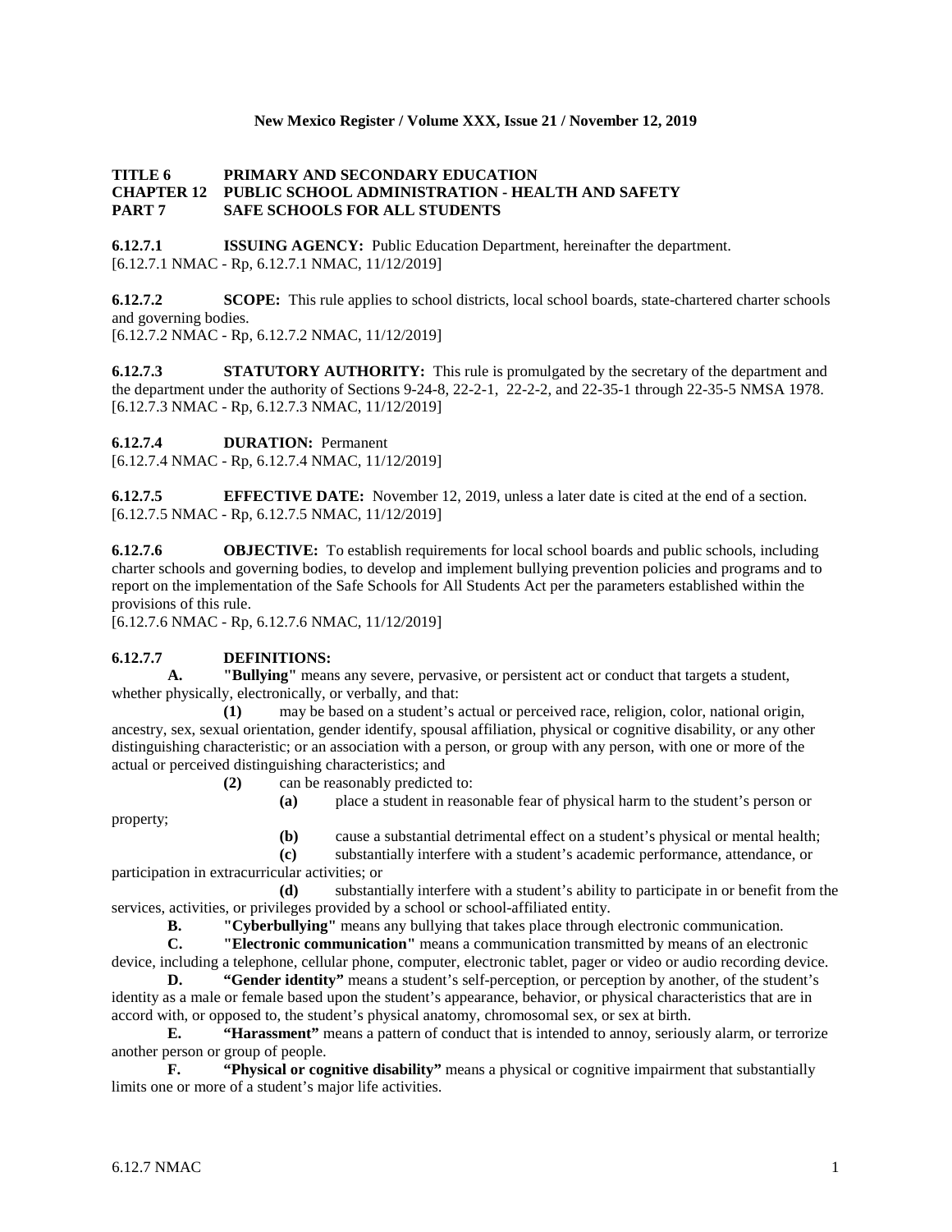**New Mexico Register / Volume XXX, Issue 21 / November 12, 2019**

**TITLE 6 PRIMARY AND SECONDARY EDUCATION**
**CHAPTER 12 PUBLIC SCHOOL ADMINISTRATION - HEALTH AND SAFETY**
**PART 7 SAFE SCHOOLS FOR ALL STUDENTS**

**6.12.7.1 ISSUING AGENCY:** Public Education Department, hereinafter the department.
[6.12.7.1 NMAC - Rp, 6.12.7.1 NMAC, 11/12/2019]

**6.12.7.2 SCOPE:** This rule applies to school districts, local school boards, state-chartered charter schools and governing bodies.
[6.12.7.2 NMAC - Rp, 6.12.7.2 NMAC, 11/12/2019]

**6.12.7.3 STATUTORY AUTHORITY:** This rule is promulgated by the secretary of the department and the department under the authority of Sections 9-24-8, 22-2-1, 22-2-2, and 22-35-1 through 22-35-5 NMSA 1978.
[6.12.7.3 NMAC - Rp, 6.12.7.3 NMAC, 11/12/2019]

**6.12.7.4 DURATION:** Permanent
[6.12.7.4 NMAC - Rp, 6.12.7.4 NMAC, 11/12/2019]

**6.12.7.5 EFFECTIVE DATE:** November 12, 2019, unless a later date is cited at the end of a section.
[6.12.7.5 NMAC - Rp, 6.12.7.5 NMAC, 11/12/2019]

**6.12.7.6 OBJECTIVE:** To establish requirements for local school boards and public schools, including charter schools and governing bodies, to develop and implement bullying prevention policies and programs and to report on the implementation of the Safe Schools for All Students Act per the parameters established within the provisions of this rule.
[6.12.7.6 NMAC - Rp, 6.12.7.6 NMAC, 11/12/2019]

**6.12.7.7 DEFINITIONS:**

**A. "Bullying"** means any severe, pervasive, or persistent act or conduct that targets a student, whether physically, electronically, or verbally, and that:

**(1)** may be based on a student's actual or perceived race, religion, color, national origin, ancestry, sex, sexual orientation, gender identify, spousal affiliation, physical or cognitive disability, or any other distinguishing characteristic; or an association with a person, or group with any person, with one or more of the actual or perceived distinguishing characteristics; and

**(2)** can be reasonably predicted to:

**(a)** place a student in reasonable fear of physical harm to the student's person or property;

**(b)** cause a substantial detrimental effect on a student's physical or mental health;

**(c)** substantially interfere with a student's academic performance, attendance, or participation in extracurricular activities; or

**(d)** substantially interfere with a student's ability to participate in or benefit from the services, activities, or privileges provided by a school or school-affiliated entity.

**B. "Cyberbullying"** means any bullying that takes place through electronic communication.

**C. "Electronic communication"** means a communication transmitted by means of an electronic device, including a telephone, cellular phone, computer, electronic tablet, pager or video or audio recording device.

**D. "Gender identity"** means a student's self-perception, or perception by another, of the student's identity as a male or female based upon the student's appearance, behavior, or physical characteristics that are in accord with, or opposed to, the student's physical anatomy, chromosomal sex, or sex at birth.

**E. "Harassment"** means a pattern of conduct that is intended to annoy, seriously alarm, or terrorize another person or group of people.

**F. "Physical or cognitive disability"** means a physical or cognitive impairment that substantially limits one or more of a student's major life activities.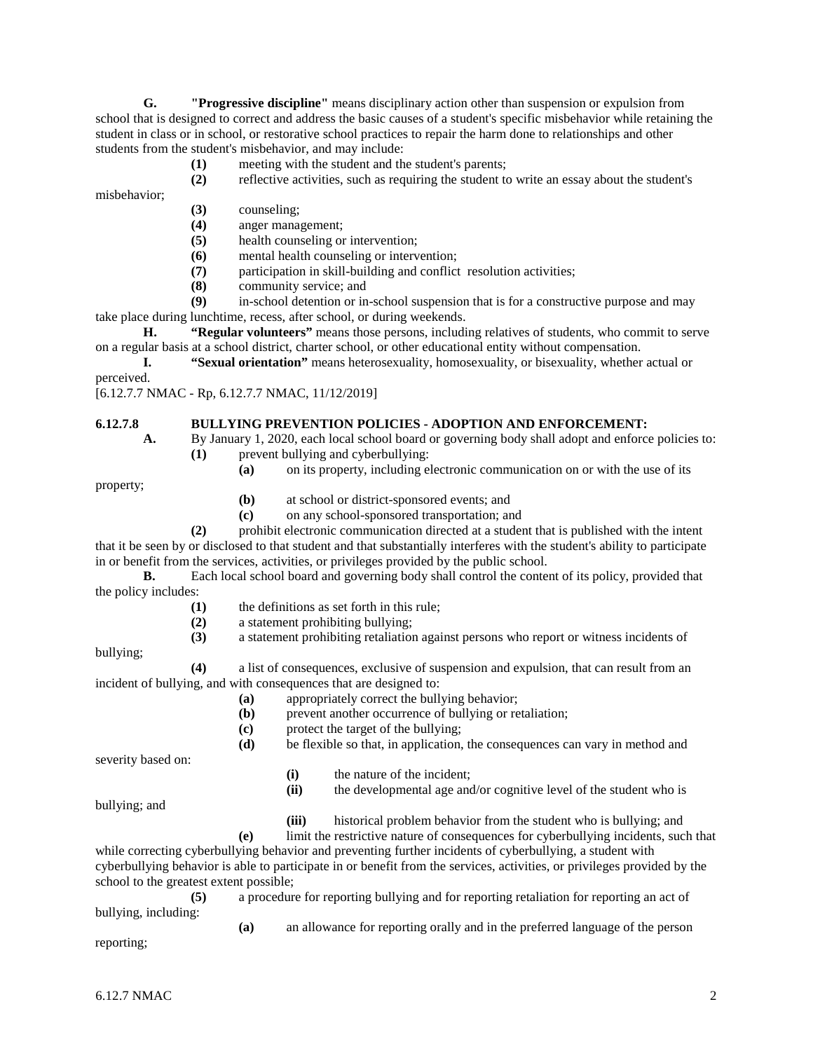**G. "Progressive discipline"** means disciplinary action other than suspension or expulsion from school that is designed to correct and address the basic causes of a student's specific misbehavior while retaining the student in class or in school, or restorative school practices to repair the harm done to relationships and other students from the student's misbehavior, and may include:

**(1)** meeting with the student and the student's parents;

**(2)** reflective activities, such as requiring the student to write an essay about the student's misbehavior;

**(3)** counseling;

**(4)** anger management;

**(5)** health counseling or intervention;

**(6)** mental health counseling or intervention;

**(7)** participation in skill-building and conflict resolution activities;

**(8)** community service; and

**(9)** in-school detention or in-school suspension that is for a constructive purpose and may take place during lunchtime, recess, after school, or during weekends.

**H. "Regular volunteers"** means those persons, including relatives of students, who commit to serve on a regular basis at a school district, charter school, or other educational entity without compensation.

**I. "Sexual orientation"** means heterosexuality, homosexuality, or bisexuality, whether actual or perceived.

[6.12.7.7 NMAC - Rp, 6.12.7.7 NMAC, 11/12/2019]

**6.12.7.8 BULLYING PREVENTION POLICIES - ADOPTION AND ENFORCEMENT:**

**A.** By January 1, 2020, each local school board or governing body shall adopt and enforce policies to:

**(1)** prevent bullying and cyberbullying:

**(a)** on its property, including electronic communication on or with the use of its property;

**(b)** at school or district-sponsored events; and

**(c)** on any school-sponsored transportation; and

**(2)** prohibit electronic communication directed at a student that is published with the intent that it be seen by or disclosed to that student and that substantially interferes with the student's ability to participate in or benefit from the services, activities, or privileges provided by the public school.

**B.** Each local school board and governing body shall control the content of its policy, provided that the policy includes:

**(1)** the definitions as set forth in this rule;

**(2)** a statement prohibiting bullying;

**(3)** a statement prohibiting retaliation against persons who report or witness incidents of bullying;

**(4)** a list of consequences, exclusive of suspension and expulsion, that can result from an incident of bullying, and with consequences that are designed to:

**(a)** appropriately correct the bullying behavior;

**(b)** prevent another occurrence of bullying or retaliation;

**(c)** protect the target of the bullying;

**(d)** be flexible so that, in application, the consequences can vary in method and severity based on:

**(i)** the nature of the incident;

**(ii)** the developmental age and/or cognitive level of the student who is bullying; and

**(iii)** historical problem behavior from the student who is bullying; and

**(e)** limit the restrictive nature of consequences for cyberbullying incidents, such that while correcting cyberbullying behavior and preventing further incidents of cyberbullying, a student with cyberbullying behavior is able to participate in or benefit from the services, activities, or privileges provided by the school to the greatest extent possible;

**(5)** a procedure for reporting bullying and for reporting retaliation for reporting an act of bullying, including:

**(a)** an allowance for reporting orally and in the preferred language of the person reporting;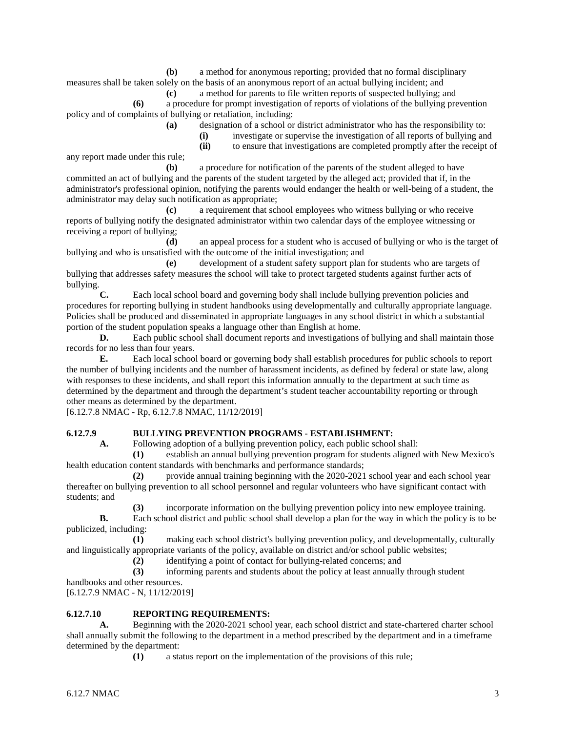**(b)** a method for anonymous reporting; provided that no formal disciplinary measures shall be taken solely on the basis of an anonymous report of an actual bullying incident; and

**(c)** a method for parents to file written reports of suspected bullying; and

**(6)** a procedure for prompt investigation of reports of violations of the bullying prevention policy and of complaints of bullying or retaliation, including:

**(a)** designation of a school or district administrator who has the responsibility to:

**(i)** investigate or supervise the investigation of all reports of bullying and

**(ii)** to ensure that investigations are completed promptly after the receipt of any report made under this rule;

**(b)** a procedure for notification of the parents of the student alleged to have committed an act of bullying and the parents of the student targeted by the alleged act; provided that if, in the administrator's professional opinion, notifying the parents would endanger the health or well-being of a student, the administrator may delay such notification as appropriate;

**(c)** a requirement that school employees who witness bullying or who receive reports of bullying notify the designated administrator within two calendar days of the employee witnessing or receiving a report of bullying;

**(d)** an appeal process for a student who is accused of bullying or who is the target of bullying and who is unsatisfied with the outcome of the initial investigation; and

**(e)** development of a student safety support plan for students who are targets of bullying that addresses safety measures the school will take to protect targeted students against further acts of bullying.

**C.** Each local school board and governing body shall include bullying prevention policies and procedures for reporting bullying in student handbooks using developmentally and culturally appropriate language. Policies shall be produced and disseminated in appropriate languages in any school district in which a substantial portion of the student population speaks a language other than English at home.

**D.** Each public school shall document reports and investigations of bullying and shall maintain those records for no less than four years.

**E.** Each local school board or governing body shall establish procedures for public schools to report the number of bullying incidents and the number of harassment incidents, as defined by federal or state law, along with responses to these incidents, and shall report this information annually to the department at such time as determined by the department and through the department's student teacher accountability reporting or through other means as determined by the department.

[6.12.7.8 NMAC - Rp, 6.12.7.8 NMAC, 11/12/2019]

**6.12.7.9 BULLYING PREVENTION PROGRAMS - ESTABLISHMENT:**

**A.** Following adoption of a bullying prevention policy, each public school shall:

**(1)** establish an annual bullying prevention program for students aligned with New Mexico's health education content standards with benchmarks and performance standards;

**(2)** provide annual training beginning with the 2020-2021 school year and each school year thereafter on bullying prevention to all school personnel and regular volunteers who have significant contact with students; and

**(3)** incorporate information on the bullying prevention policy into new employee training.

**B.** Each school district and public school shall develop a plan for the way in which the policy is to be publicized, including:

**(1)** making each school district's bullying prevention policy, and developmentally, culturally and linguistically appropriate variants of the policy, available on district and/or school public websites;

**(2)** identifying a point of contact for bullying-related concerns; and

**(3)** informing parents and students about the policy at least annually through student handbooks and other resources.

[6.12.7.9 NMAC - N, 11/12/2019]

**6.12.7.10 REPORTING REQUIREMENTS:**

**A.** Beginning with the 2020-2021 school year, each school district and state-chartered charter school shall annually submit the following to the department in a method prescribed by the department and in a timeframe determined by the department:

**(1)** a status report on the implementation of the provisions of this rule;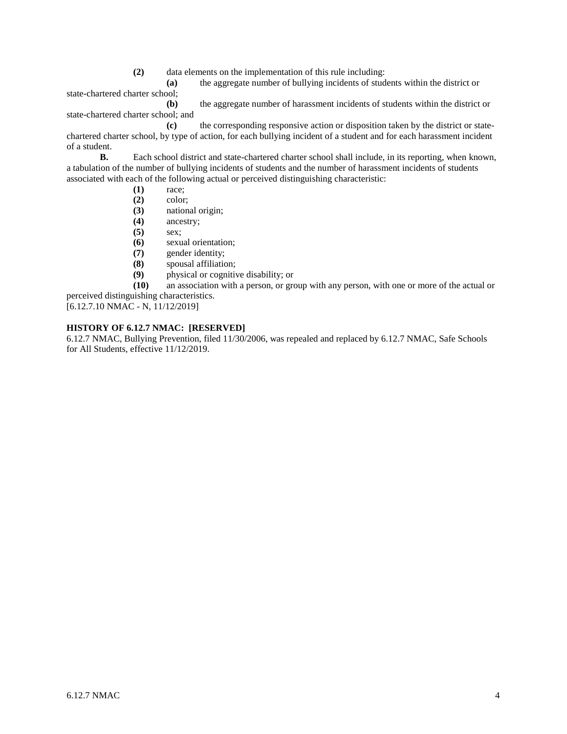**(2)** data elements on the implementation of this rule including:

**(a)** the aggregate number of bullying incidents of students within the district or state-chartered charter school;

**(b)** the aggregate number of harassment incidents of students within the district or state-chartered charter school; and

**(c)** the corresponding responsive action or disposition taken by the district or state-chartered charter school, by type of action, for each bullying incident of a student and for each harassment incident of a student.

**B.** Each school district and state-chartered charter school shall include, in its reporting, when known, a tabulation of the number of bullying incidents of students and the number of harassment incidents of students associated with each of the following actual or perceived distinguishing characteristic:

**(1)** race;

**(2)** color;

**(3)** national origin;

**(4)** ancestry;

**(5)** sex;

**(6)** sexual orientation;

**(7)** gender identity;

**(8)** spousal affiliation;

**(9)** physical or cognitive disability; or

**(10)** an association with a person, or group with any person, with one or more of the actual or perceived distinguishing characteristics.

[6.12.7.10 NMAC - N, 11/12/2019]

**HISTORY OF 6.12.7 NMAC: [RESERVED]**

6.12.7 NMAC, Bullying Prevention, filed 11/30/2006, was repealed and replaced by 6.12.7 NMAC, Safe Schools for All Students, effective 11/12/2019.